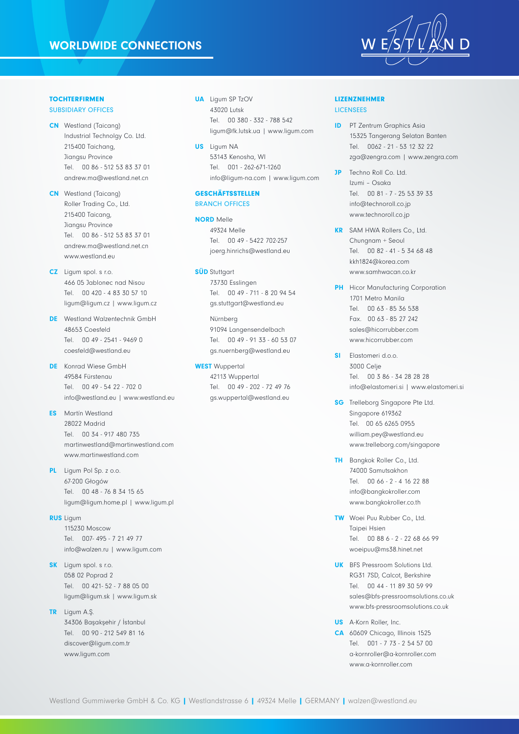# WORLDWIDE CONNECTIONS

WESTLAND

## TOCHTERFIRMEN
### SUBSIDIARY OFFICES

**CN** Westland (Taicang)
Industrial Technolgy Co. Ltd.
215400 Taichang,
Jiangsu Province
Tel. 00 86 - 512 53 83 37 01
andrew.ma@westland.net.cn

**CN** Westland (Taicang)
Roller Trading Co., Ltd.
215400 Taicang,
Jiangsu Province
Tel. 00 86 - 512 53 83 37 01
andrew.ma@westland.net.cn
www.westland.eu

**CZ** Ligum spol. s r.o.
466 05 Jablonec nad Nisou
Tel. 00 420 - 4 83 30 57 10
ligum@ligum.cz | www.ligum.cz

**DE** Westland Walzentechnik GmbH
48653 Coesfeld
Tel. 00 49 - 2541 - 9469 0
coesfeld@westland.eu

**DE** Konrad Wiese GmbH
49584 Fürstenau
Tel. 00 49 - 54 22 - 702 0
info@westland.eu | www.westland.eu

**ES** Martín Westland
28022 Madrid
Tel. 00 34 - 917 480 735
martinwestland@martinwestland.com
www.martinwestland.com

**PL** Ligum Pol Sp. z o.o.
67-200 Głogów
Tel. 00 48 - 76 8 34 15 65
ligum@ligum.home.pl | www.ligum.pl

**RUS** Ligum
115230 Moscow
Tel. 007- 495 - 7 21 49 77
info@walzen.ru | www.ligum.com

**SK** Ligum spol. s r.o.
058 02 Poprad 2
Tel. 00 421- 52 - 7 88 05 00
ligum@ligum.sk | www.ligum.sk

**TR** Ligum A.Ş.
34306 Başakşehir / İstanbul
Tel. 00 90 - 212 549 81 16
discover@ligum.com.tr
www.ligum.com

**UA** Ligum SP TzOV
43020 Lutsk
Tel. 00 380 - 332 - 788 542
ligum@fk.lutsk.ua | www.ligum.com

**US** Ligum NA
53143 Kenosha, WI
Tel. 001 - 262-671-1260
info@ligum-na.com | www.ligum.com

## GESCHÄFTSSTELLEN
### BRANCH OFFICES

**NORD** Melle
49324 Melle
Tel. 00 49 - 5422 702-257
joerg.hinrichs@westland.eu

**SÜD** Stuttgart
73730 Esslingen
Tel. 00 49 - 711 - 8 20 94 54
gs.stuttgart@westland.eu

Nürnberg
91094 Langensendelbach
Tel. 00 49 - 91 33 - 60 53 07
gs.nuernberg@westland.eu

**WEST** Wuppertal
42113 Wuppertal
Tel. 00 49 - 202 - 72 49 76
gs.wuppertal@westland.eu

## LIZENZNEHMER
### LICENSEES

**ID** PT Zentrum Graphics Asia
15325 Tangerang Selatan Banten
Tel. 0062 - 21 - 53 12 32 22
zga@zengra.com | www.zengra.com

**JP** Techno Roll Co. Ltd.
Izumi – Osaka
Tel. 00 81 - 7 - 25 53 39 33
info@technoroll.co.jp
www.technoroll.co.jp

**KR** SAM HWA Rollers Co., Ltd.
Chungnam + Seoul
Tel. 00 82 - 41 - 5 34 68 48
kkh1824@korea.com
www.samhwacan.co.kr

**PH** Hicor Manufacturing Corporation
1701 Metro Manila
Tel. 00 63 - 85 36 538
Fax. 00 63 - 85 27 242
sales@hicorrubber.com
www.hicorrubber.com

**SI** Elastomeri d.o.o.
3000 Celje
Tel. 00 3 86 - 34 28 28 28
info@elastomeri.si | www.elastomeri.si

**SG** Trelleborg Singapore Pte Ltd.
Singapore 619362
Tel. 00 65 6265 0955
william.pey@westland.eu
www.trelleborg.com/singapore

**TH** Bangkok Roller Co., Ltd.
74000 Samutsakhon
Tel. 00 66 - 2 - 4 16 22 88
info@bangkokroller.com
www.bangkokroller.co.th

**TW** Woei Puu Rubber Co., Ltd.
Taipei Hsien
Tel. 00 88 6 - 2 - 22 68 66 99
woeipuu@ms38.hinet.net

**UK** BFS Pressroom Solutions Ltd.
RG31 7SD, Calcot, Berkshire
Tel. 00 44 - 11 89 30 59 99
sales@bfs-pressroomsolutions.co.uk
www.bfs-pressroomsolutions.co.uk

**US** A-Korn Roller, Inc.
**CA** 60609 Chicago, Illinois 1525
Tel. 001 - 7 73 - 2 54 57 00
a-kornroller@a-kornroller.com
www.a-kornroller.com

Westland Gummiwerke GmbH & Co. KG | Westlandstrasse 6 | 49324 Melle | GERMANY | walzen@westland.eu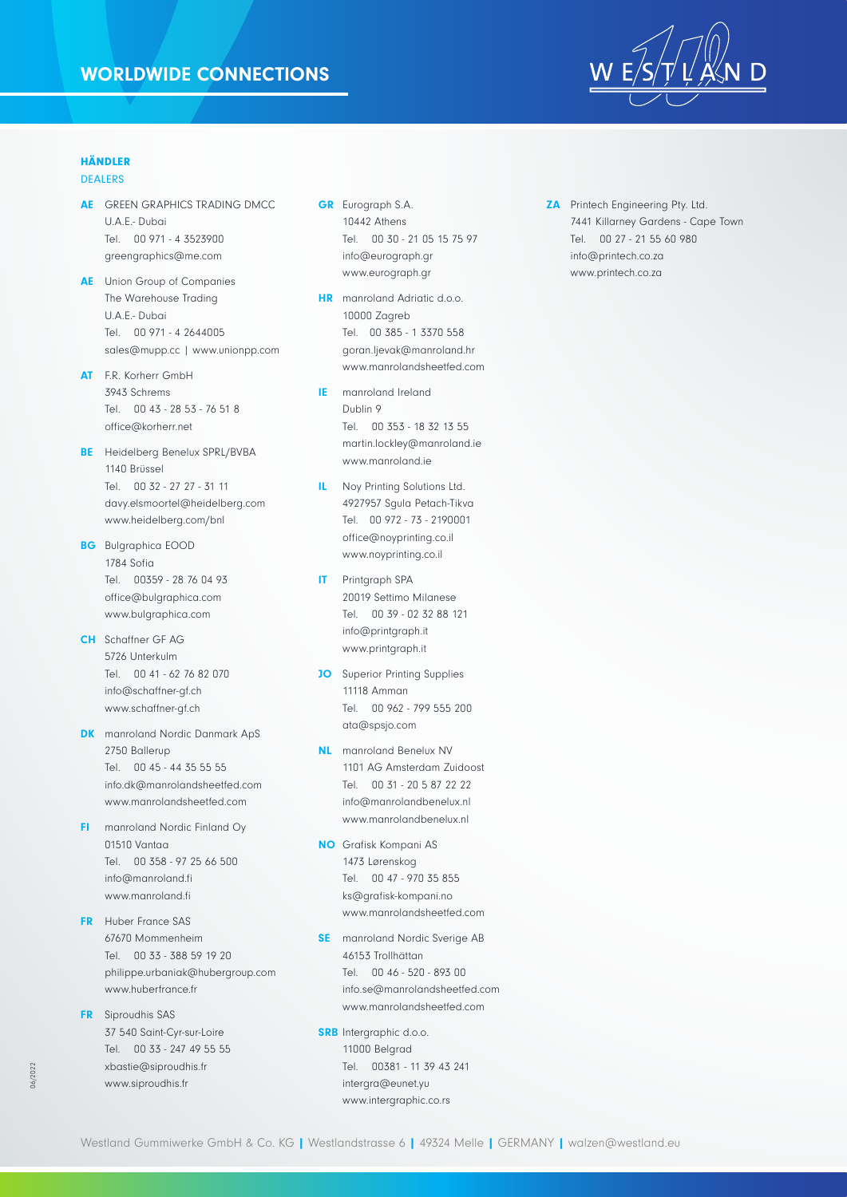# WORLDWIDE CONNECTIONS

## HÄNDLER

DEALERS

**AE** GREEN GRAPHICS TRADING DMCC
U.A.E.- Dubai
Tel. 00 971 - 4 3523900
greengraphics@me.com

**AE** Union Group of Companies
The Warehouse Trading
U.A.E.- Dubai
Tel. 00 971 - 4 2644005
sales@mupp.cc | www.unionpp.com

**AT** F.R. Korherr GmbH
3943 Schrems
Tel. 00 43 - 28 53 - 76 51 8
office@korherr.net

**BE** Heidelberg Benelux SPRL/BVBA
1140 Brüssel
Tel. 00 32 - 27 27 - 31 11
davy.elsmoortel@heidelberg.com
www.heidelberg.com/bnl

**BG** Bulgraphica EOOD
1784 Sofia
Tel. 00359 - 28 76 04 93
office@bulgraphica.com
www.bulgraphica.com

**CH** Schaffner GF AG
5726 Unterkulm
Tel. 00 41 - 62 76 82 070
info@schaffner-gf.ch
www.schaffner-gf.ch

**DK** manroland Nordic Danmark ApS
2750 Ballerup
Tel. 00 45 - 44 35 55 55
info.dk@manrolandsheetfed.com
www.manrolandsheetfed.com

**FI** manroland Nordic Finland Oy
01510 Vantaa
Tel. 00 358 - 97 25 66 500
info@manroland.fi
www.manroland.fi

**FR** Huber France SAS
67670 Mommenheim
Tel. 00 33 - 388 59 19 20
philippe.urbaniak@hubergroup.com
www.huberfrance.fr

**FR** Siproudhis SAS
37 540 Saint-Cyr-sur-Loire
Tel. 00 33 - 247 49 55 55
xbastie@siproudhis.fr
www.siproudhis.fr

**GR** Eurograph S.A.
10442 Athens
Tel. 00 30 - 21 05 15 75 97
info@eurograph.gr
www.eurograph.gr

**HR** manroland Adriatic d.o.o.
10000 Zagreb
Tel. 00 385 - 1 3370 558
goran.ljevak@manroland.hr
www.manrolandsheetfed.com

**IE** manroland Ireland
Dublin 9
Tel. 00 353 - 18 32 13 55
martin.lockley@manroland.ie
www.manroland.ie

**IL** Noy Printing Solutions Ltd.
4927957 Sgula Petach-Tikva
Tel. 00 972 - 73 - 2190001
office@noyprinting.co.il
www.noyprinting.co.il

**IT** Printgraph SPA
20019 Settimo Milanese
Tel. 00 39 - 02 32 88 121
info@printgraph.it
www.printgraph.it

**JO** Superior Printing Supplies
11118 Amman
Tel. 00 962 - 799 555 200
ata@spsjo.com

**NL** manroland Benelux NV
1101 AG Amsterdam Zuidoost
Tel. 00 31 - 20 5 87 22 22
info@manrolandbenelux.nl
www.manrolandbenelux.nl

**NO** Grafisk Kompani AS
1473 Lørenskog
Tel. 00 47 - 970 35 855
ks@grafisk-kompani.no
www.manrolandsheetfed.com

**SE** manroland Nordic Sverige AB
46153 Trollhättan
Tel. 00 46 - 520 - 893 00
info.se@manrolandsheetfed.com
www.manrolandsheetfed.com

**SRB** Intergraphic d.o.o.
11000 Belgrad
Tel. 00381 - 11 39 43 241
intergra@eunet.yu
www.intergraphic.co.rs

**ZA** Printech Engineering Pty. Ltd.
7441 Killarney Gardens - Cape Town
Tel. 00 27 - 21 55 60 980
info@printech.co.za
www.printech.co.za

06/2022

Westland Gummiwerke GmbH & Co. KG | Westlandstrasse 6 | 49324 Melle | GERMANY | walzen@westland.eu